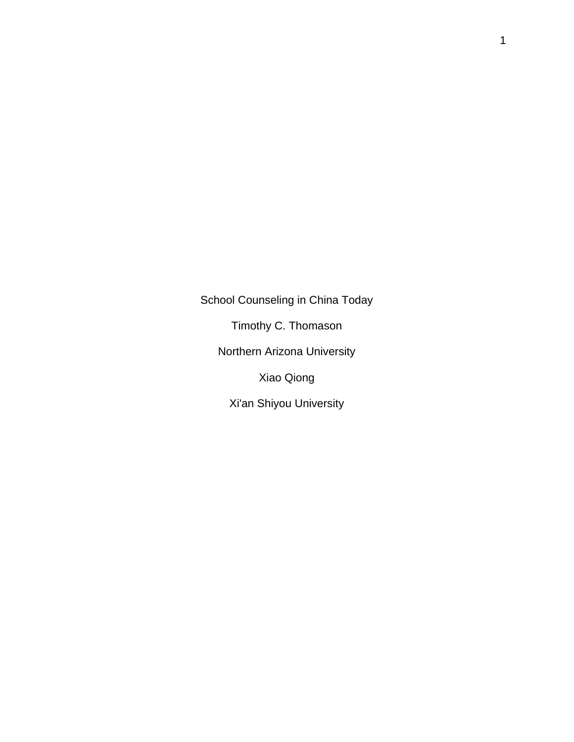# School Counseling in China Today

Timothy C. Thomason

Northern Arizona University

Xiao Qiong

Xi'an Shiyou University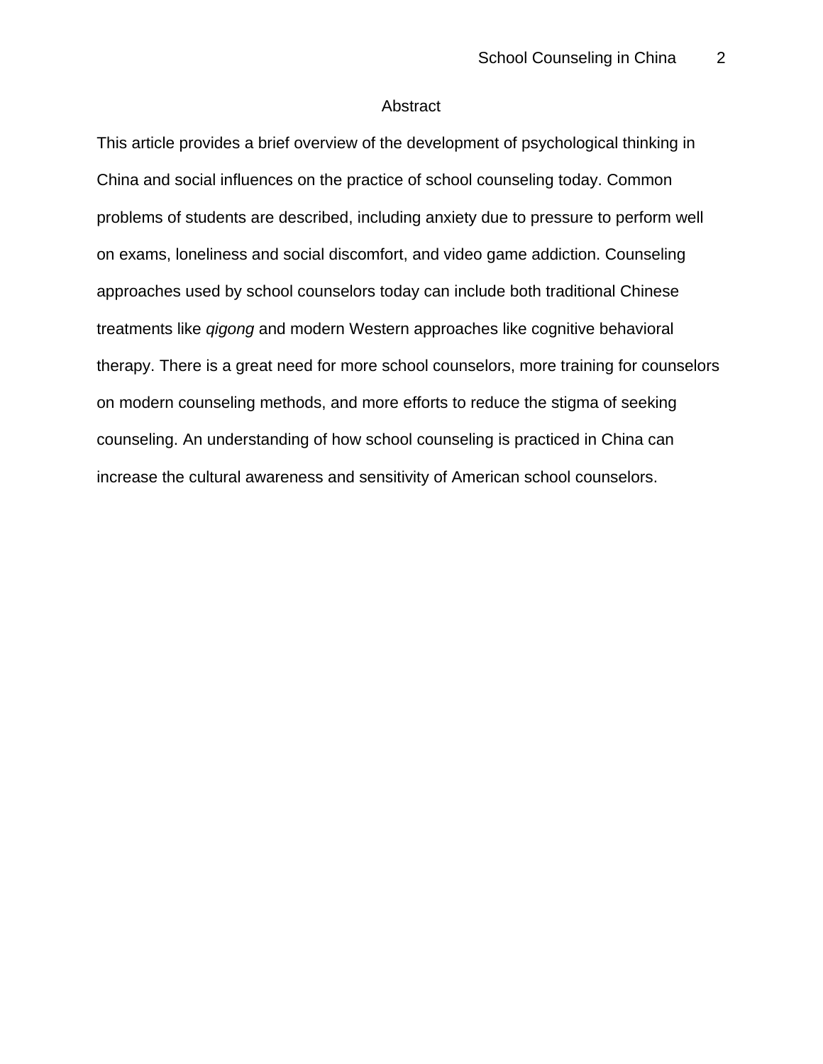# Abstract

This article provides a brief overview of the development of psychological thinking in China and social influences on the practice of school counseling today. Common problems of students are described, including anxiety due to pressure to perform well on exams, loneliness and social discomfort, and video game addiction. Counseling approaches used by school counselors today can include both traditional Chinese treatments like *qigong* and modern Western approaches like cognitive behavioral therapy. There is a great need for more school counselors, more training for counselors on modern counseling methods, and more efforts to reduce the stigma of seeking counseling. An understanding of how school counseling is practiced in China can increase the cultural awareness and sensitivity of American school counselors.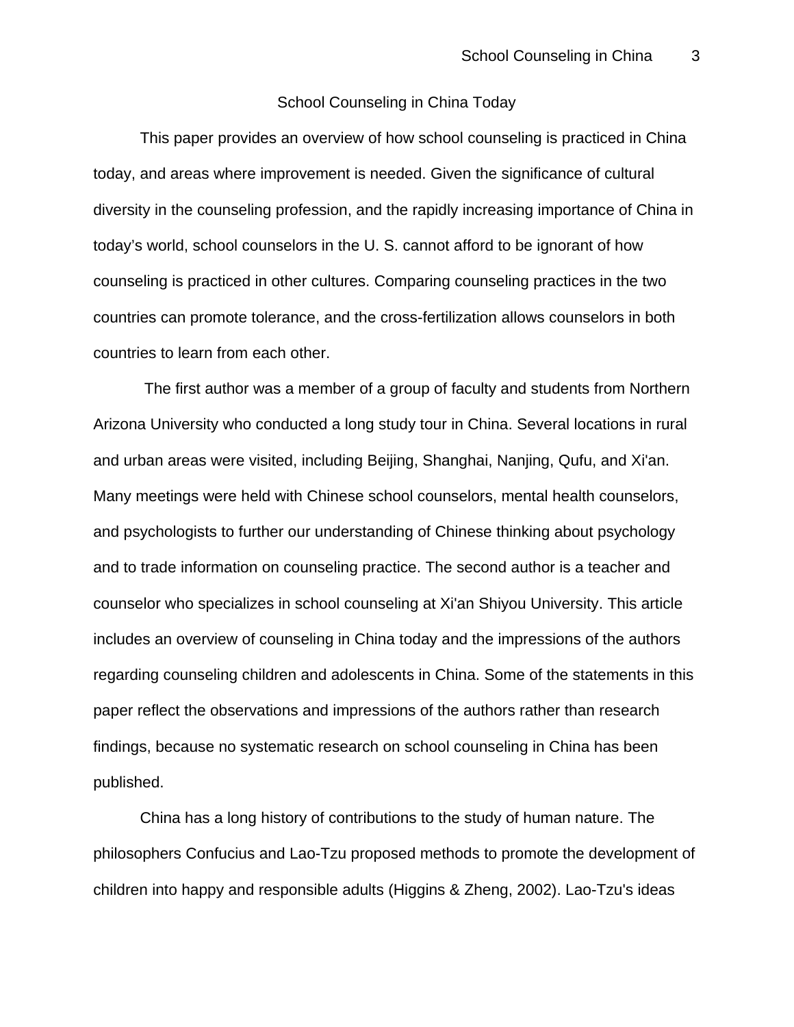# School Counseling in China Today

This paper provides an overview of how school counseling is practiced in China today, and areas where improvement is needed. Given the significance of cultural diversity in the counseling profession, and the rapidly increasing importance of China in today's world, school counselors in the U. S. cannot afford to be ignorant of how counseling is practiced in other cultures. Comparing counseling practices in the two countries can promote tolerance, and the cross-fertilization allows counselors in both countries to learn from each other.

The first author was a member of a group of faculty and students from Northern Arizona University who conducted a long study tour in China. Several locations in rural and urban areas were visited, including Beijing, Shanghai, Nanjing, Qufu, and Xi'an. Many meetings were held with Chinese school counselors, mental health counselors, and psychologists to further our understanding of Chinese thinking about psychology and to trade information on counseling practice. The second author is a teacher and counselor who specializes in school counseling at Xi'an Shiyou University. This article includes an overview of counseling in China today and the impressions of the authors regarding counseling children and adolescents in China. Some of the statements in this paper reflect the observations and impressions of the authors rather than research findings, because no systematic research on school counseling in China has been published.

China has a long history of contributions to the study of human nature. The philosophers Confucius and Lao-Tzu proposed methods to promote the development of children into happy and responsible adults (Higgins & Zheng, 2002). Lao-Tzu's ideas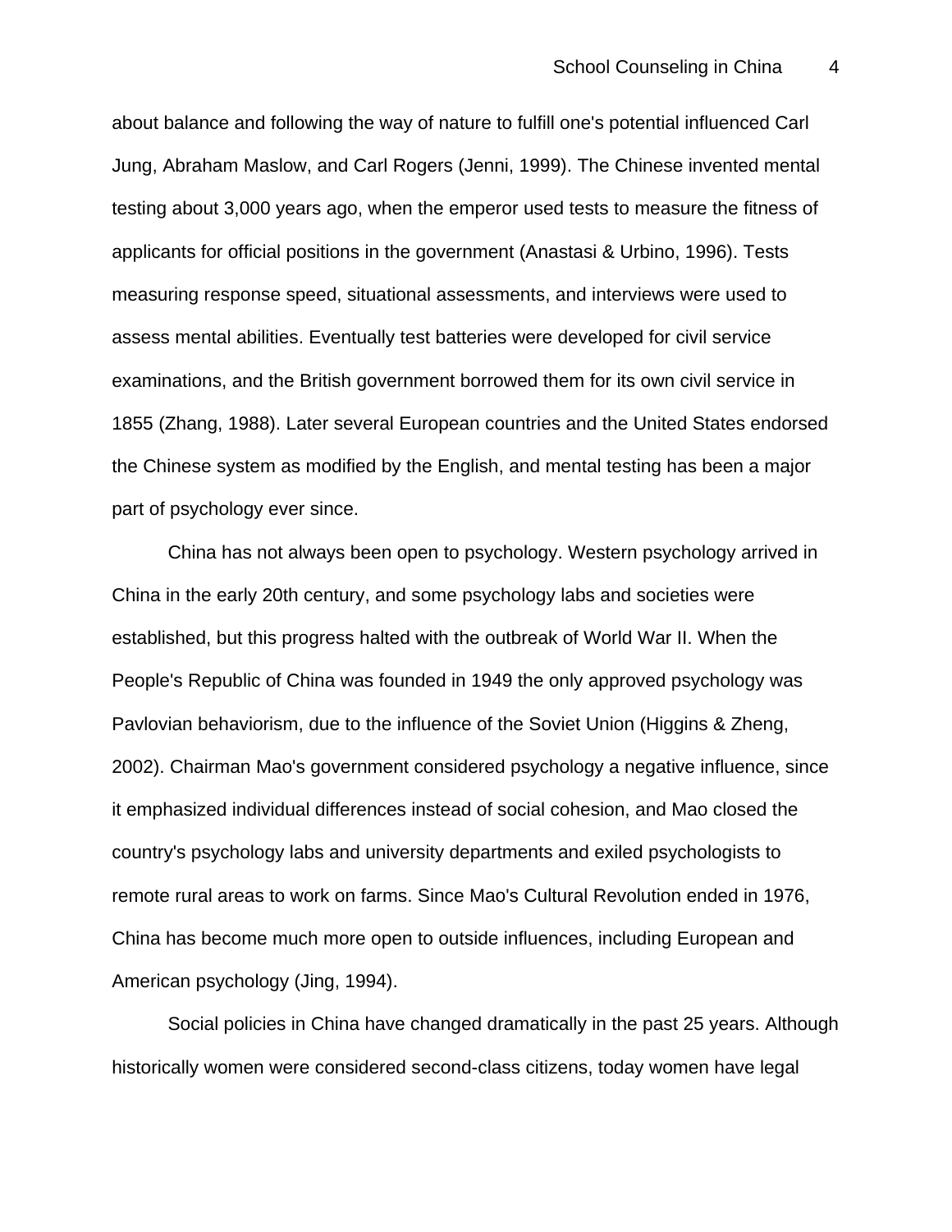about balance and following the way of nature to fulfill one's potential influenced Carl Jung, Abraham Maslow, and Carl Rogers (Jenni, 1999). The Chinese invented mental testing about 3,000 years ago, when the emperor used tests to measure the fitness of applicants for official positions in the government (Anastasi & Urbino, 1996). Tests measuring response speed, situational assessments, and interviews were used to assess mental abilities. Eventually test batteries were developed for civil service examinations, and the British government borrowed them for its own civil service in 1855 (Zhang, 1988). Later several European countries and the United States endorsed the Chinese system as modified by the English, and mental testing has been a major part of psychology ever since.

China has not always been open to psychology. Western psychology arrived in China in the early 20th century, and some psychology labs and societies were established, but this progress halted with the outbreak of World War II. When the People's Republic of China was founded in 1949 the only approved psychology was Pavlovian behaviorism, due to the influence of the Soviet Union (Higgins & Zheng, 2002). Chairman Mao's government considered psychology a negative influence, since it emphasized individual differences instead of social cohesion, and Mao closed the country's psychology labs and university departments and exiled psychologists to remote rural areas to work on farms. Since Mao's Cultural Revolution ended in 1976, China has become much more open to outside influences, including European and American psychology (Jing, 1994).

Social policies in China have changed dramatically in the past 25 years. Although historically women were considered second-class citizens, today women have legal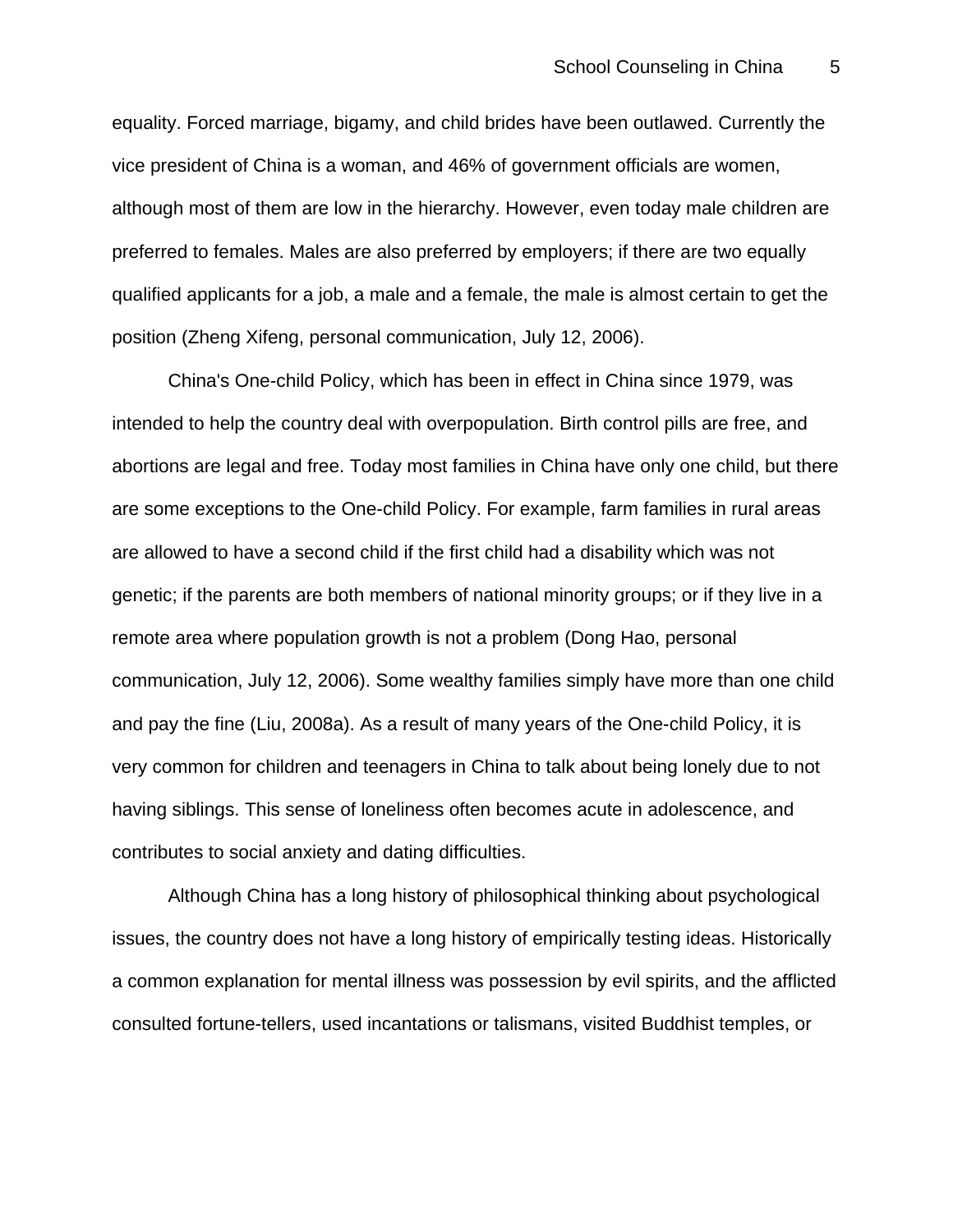equality. Forced marriage, bigamy, and child brides have been outlawed. Currently the vice president of China is a woman, and 46% of government officials are women, although most of them are low in the hierarchy. However, even today male children are preferred to females. Males are also preferred by employers; if there are two equally qualified applicants for a job, a male and a female, the male is almost certain to get the position (Zheng Xifeng, personal communication, July 12, 2006).

China's One-child Policy, which has been in effect in China since 1979, was intended to help the country deal with overpopulation. Birth control pills are free, and abortions are legal and free. Today most families in China have only one child, but there are some exceptions to the One-child Policy. For example, farm families in rural areas are allowed to have a second child if the first child had a disability which was not genetic; if the parents are both members of national minority groups; or if they live in a remote area where population growth is not a problem (Dong Hao, personal communication, July 12, 2006). Some wealthy families simply have more than one child and pay the fine (Liu, 2008a). As a result of many years of the One-child Policy, it is very common for children and teenagers in China to talk about being lonely due to not having siblings. This sense of loneliness often becomes acute in adolescence, and contributes to social anxiety and dating difficulties.

Although China has a long history of philosophical thinking about psychological issues, the country does not have a long history of empirically testing ideas. Historically a common explanation for mental illness was possession by evil spirits, and the afflicted consulted fortune-tellers, used incantations or talismans, visited Buddhist temples, or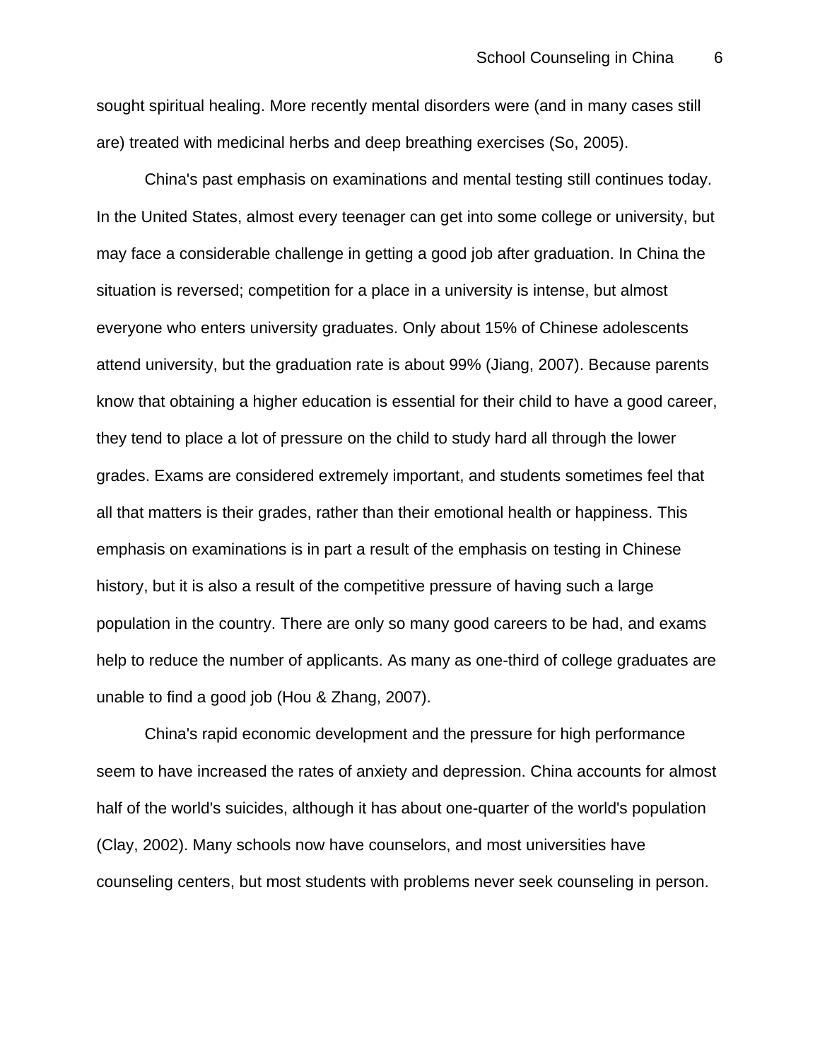sought spiritual healing. More recently mental disorders were (and in many cases still are) treated with medicinal herbs and deep breathing exercises (So, 2005).

China's past emphasis on examinations and mental testing still continues today. In the United States, almost every teenager can get into some college or university, but may face a considerable challenge in getting a good job after graduation. In China the situation is reversed; competition for a place in a university is intense, but almost everyone who enters university graduates. Only about 15% of Chinese adolescents attend university, but the graduation rate is about 99% (Jiang, 2007). Because parents know that obtaining a higher education is essential for their child to have a good career, they tend to place a lot of pressure on the child to study hard all through the lower grades. Exams are considered extremely important, and students sometimes feel that all that matters is their grades, rather than their emotional health or happiness. This emphasis on examinations is in part a result of the emphasis on testing in Chinese history, but it is also a result of the competitive pressure of having such a large population in the country. There are only so many good careers to be had, and exams help to reduce the number of applicants. As many as one-third of college graduates are unable to find a good job (Hou & Zhang, 2007).

China's rapid economic development and the pressure for high performance seem to have increased the rates of anxiety and depression. China accounts for almost half of the world's suicides, although it has about one-quarter of the world's population (Clay, 2002). Many schools now have counselors, and most universities have counseling centers, but most students with problems never seek counseling in person.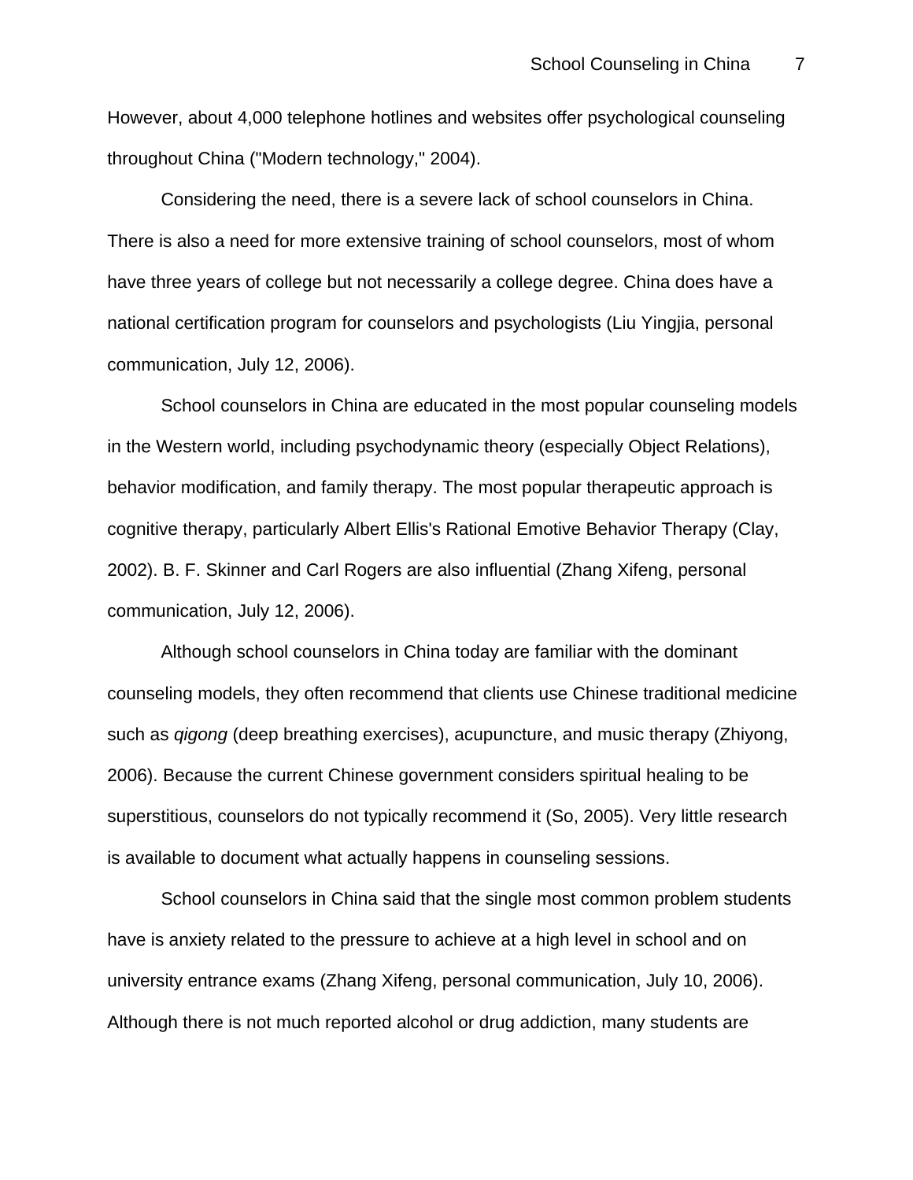However, about 4,000 telephone hotlines and websites offer psychological counseling throughout China ("Modern technology," 2004).

Considering the need, there is a severe lack of school counselors in China. There is also a need for more extensive training of school counselors, most of whom have three years of college but not necessarily a college degree. China does have a national certification program for counselors and psychologists (Liu Yingjia, personal communication, July 12, 2006).

School counselors in China are educated in the most popular counseling models in the Western world, including psychodynamic theory (especially Object Relations), behavior modification, and family therapy. The most popular therapeutic approach is cognitive therapy, particularly Albert Ellis's Rational Emotive Behavior Therapy (Clay, 2002). B. F. Skinner and Carl Rogers are also influential (Zhang Xifeng, personal communication, July 12, 2006).

Although school counselors in China today are familiar with the dominant counseling models, they often recommend that clients use Chinese traditional medicine such as *qigong* (deep breathing exercises), acupuncture, and music therapy (Zhiyong, 2006). Because the current Chinese government considers spiritual healing to be superstitious, counselors do not typically recommend it (So, 2005). Very little research is available to document what actually happens in counseling sessions.

School counselors in China said that the single most common problem students have is anxiety related to the pressure to achieve at a high level in school and on university entrance exams (Zhang Xifeng, personal communication, July 10, 2006). Although there is not much reported alcohol or drug addiction, many students are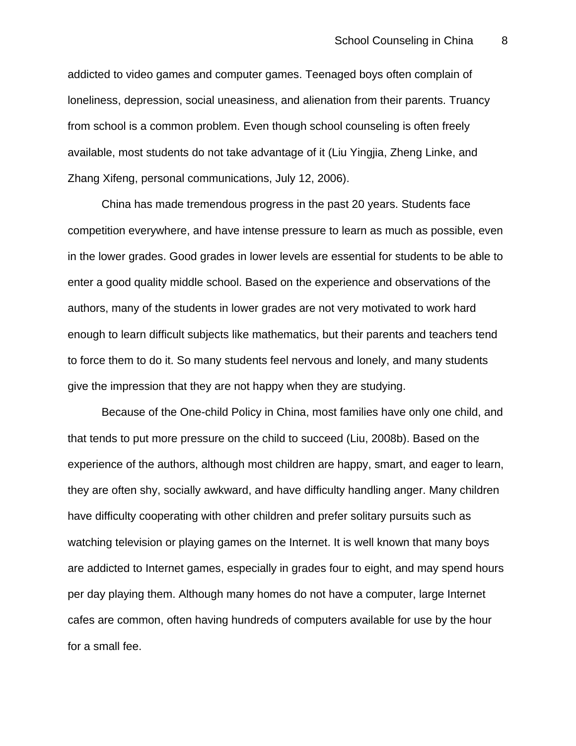addicted to video games and computer games. Teenaged boys often complain of loneliness, depression, social uneasiness, and alienation from their parents. Truancy from school is a common problem. Even though school counseling is often freely available, most students do not take advantage of it (Liu Yingjia, Zheng Linke, and Zhang Xifeng, personal communications, July 12, 2006).

China has made tremendous progress in the past 20 years. Students face competition everywhere, and have intense pressure to learn as much as possible, even in the lower grades. Good grades in lower levels are essential for students to be able to enter a good quality middle school. Based on the experience and observations of the authors, many of the students in lower grades are not very motivated to work hard enough to learn difficult subjects like mathematics, but their parents and teachers tend to force them to do it. So many students feel nervous and lonely, and many students give the impression that they are not happy when they are studying.

Because of the One-child Policy in China, most families have only one child, and that tends to put more pressure on the child to succeed (Liu, 2008b). Based on the experience of the authors, although most children are happy, smart, and eager to learn, they are often shy, socially awkward, and have difficulty handling anger. Many children have difficulty cooperating with other children and prefer solitary pursuits such as watching television or playing games on the Internet. It is well known that many boys are addicted to Internet games, especially in grades four to eight, and may spend hours per day playing them. Although many homes do not have a computer, large Internet cafes are common, often having hundreds of computers available for use by the hour for a small fee.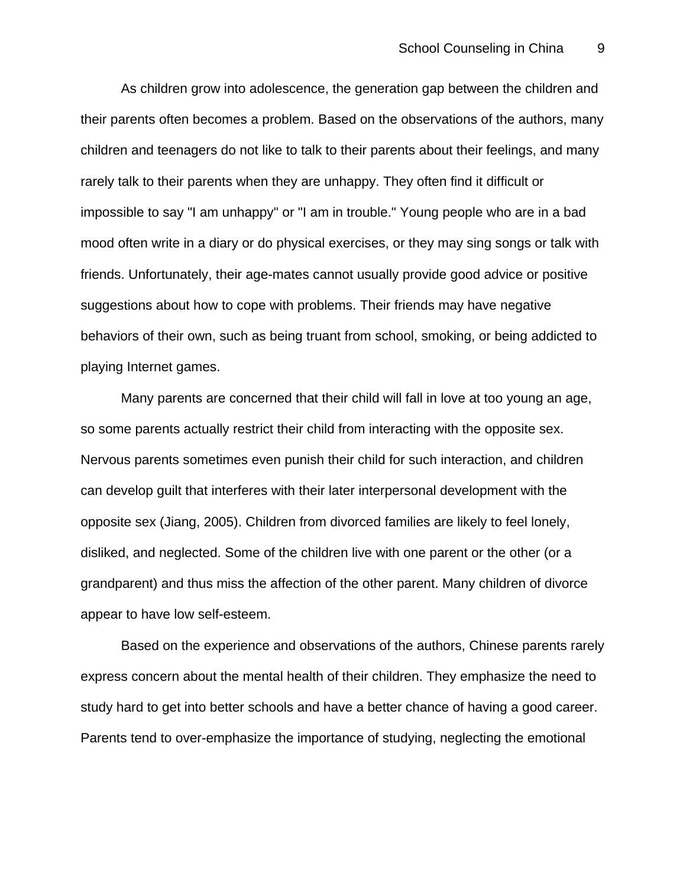As children grow into adolescence, the generation gap between the children and their parents often becomes a problem. Based on the observations of the authors, many children and teenagers do not like to talk to their parents about their feelings, and many rarely talk to their parents when they are unhappy. They often find it difficult or impossible to say "I am unhappy" or "I am in trouble." Young people who are in a bad mood often write in a diary or do physical exercises, or they may sing songs or talk with friends. Unfortunately, their age-mates cannot usually provide good advice or positive suggestions about how to cope with problems. Their friends may have negative behaviors of their own, such as being truant from school, smoking, or being addicted to playing Internet games.

Many parents are concerned that their child will fall in love at too young an age, so some parents actually restrict their child from interacting with the opposite sex. Nervous parents sometimes even punish their child for such interaction, and children can develop guilt that interferes with their later interpersonal development with the opposite sex (Jiang, 2005). Children from divorced families are likely to feel lonely, disliked, and neglected. Some of the children live with one parent or the other (or a grandparent) and thus miss the affection of the other parent. Many children of divorce appear to have low self-esteem.

Based on the experience and observations of the authors, Chinese parents rarely express concern about the mental health of their children. They emphasize the need to study hard to get into better schools and have a better chance of having a good career. Parents tend to over-emphasize the importance of studying, neglecting the emotional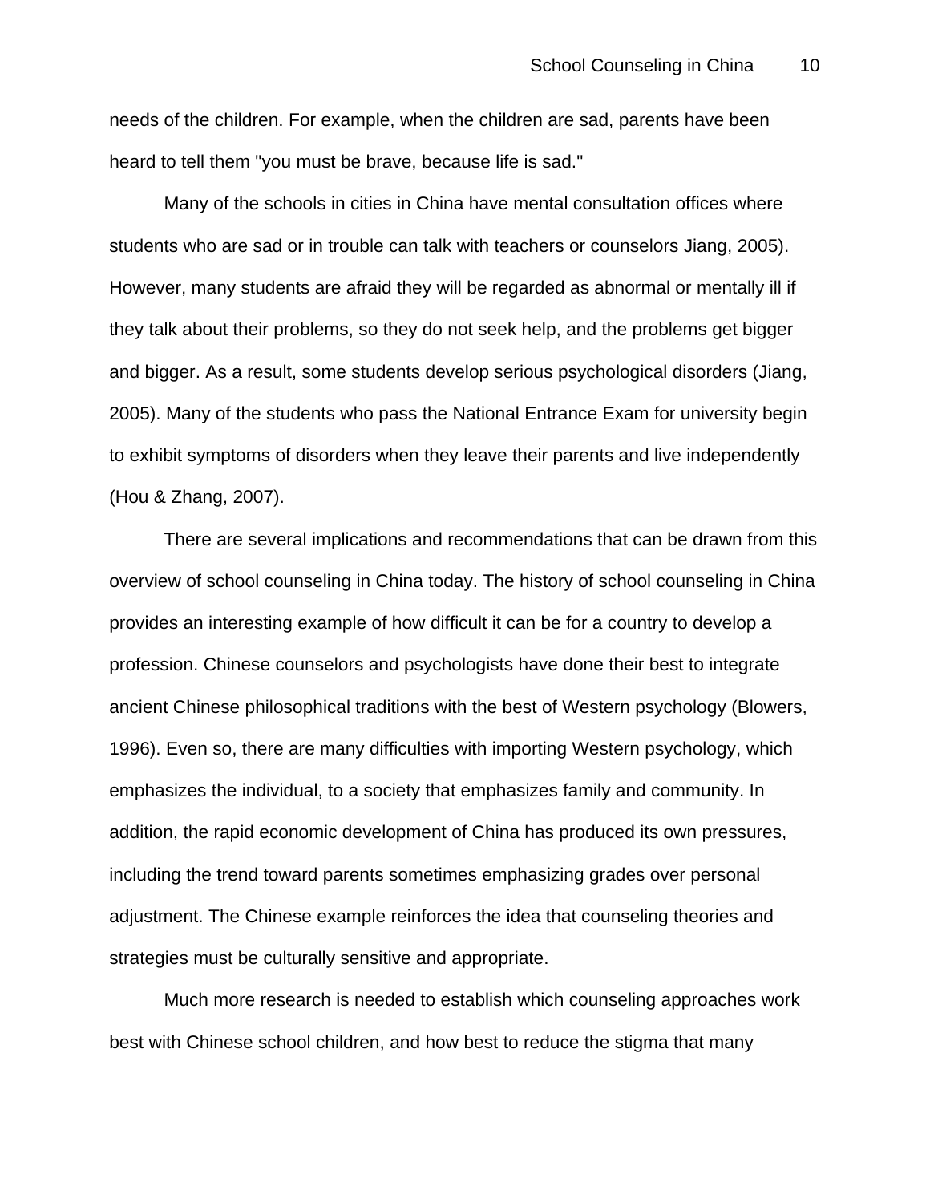needs of the children. For example, when the children are sad, parents have been heard to tell them "you must be brave, because life is sad."

Many of the schools in cities in China have mental consultation offices where students who are sad or in trouble can talk with teachers or counselors Jiang, 2005). However, many students are afraid they will be regarded as abnormal or mentally ill if they talk about their problems, so they do not seek help, and the problems get bigger and bigger. As a result, some students develop serious psychological disorders (Jiang, 2005). Many of the students who pass the National Entrance Exam for university begin to exhibit symptoms of disorders when they leave their parents and live independently (Hou & Zhang, 2007).

There are several implications and recommendations that can be drawn from this overview of school counseling in China today. The history of school counseling in China provides an interesting example of how difficult it can be for a country to develop a profession. Chinese counselors and psychologists have done their best to integrate ancient Chinese philosophical traditions with the best of Western psychology (Blowers, 1996). Even so, there are many difficulties with importing Western psychology, which emphasizes the individual, to a society that emphasizes family and community. In addition, the rapid economic development of China has produced its own pressures, including the trend toward parents sometimes emphasizing grades over personal adjustment. The Chinese example reinforces the idea that counseling theories and strategies must be culturally sensitive and appropriate.

Much more research is needed to establish which counseling approaches work best with Chinese school children, and how best to reduce the stigma that many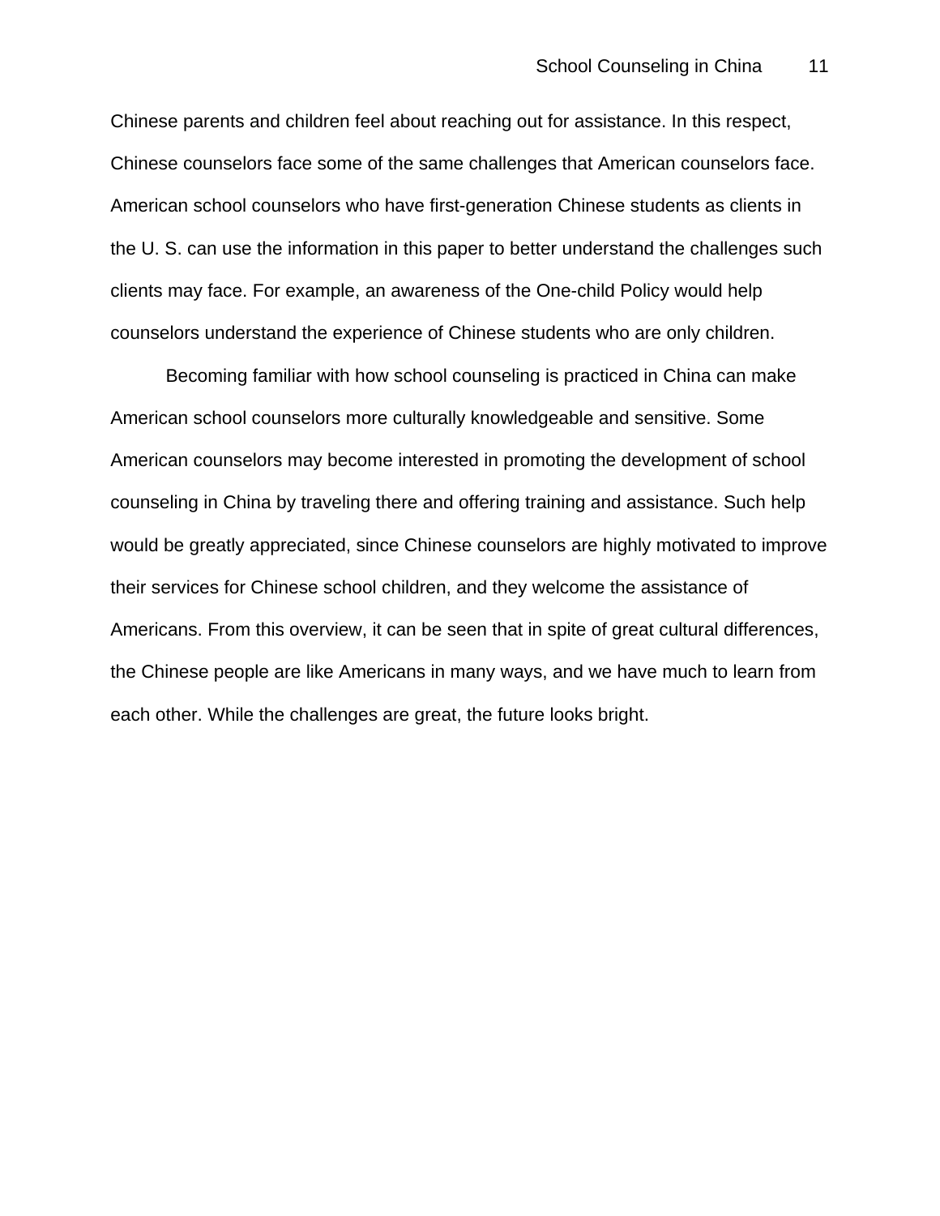Chinese parents and children feel about reaching out for assistance. In this respect, Chinese counselors face some of the same challenges that American counselors face. American school counselors who have first-generation Chinese students as clients in the U. S. can use the information in this paper to better understand the challenges such clients may face. For example, an awareness of the One-child Policy would help counselors understand the experience of Chinese students who are only children.

Becoming familiar with how school counseling is practiced in China can make American school counselors more culturally knowledgeable and sensitive. Some American counselors may become interested in promoting the development of school counseling in China by traveling there and offering training and assistance. Such help would be greatly appreciated, since Chinese counselors are highly motivated to improve their services for Chinese school children, and they welcome the assistance of Americans. From this overview, it can be seen that in spite of great cultural differences, the Chinese people are like Americans in many ways, and we have much to learn from each other. While the challenges are great, the future looks bright.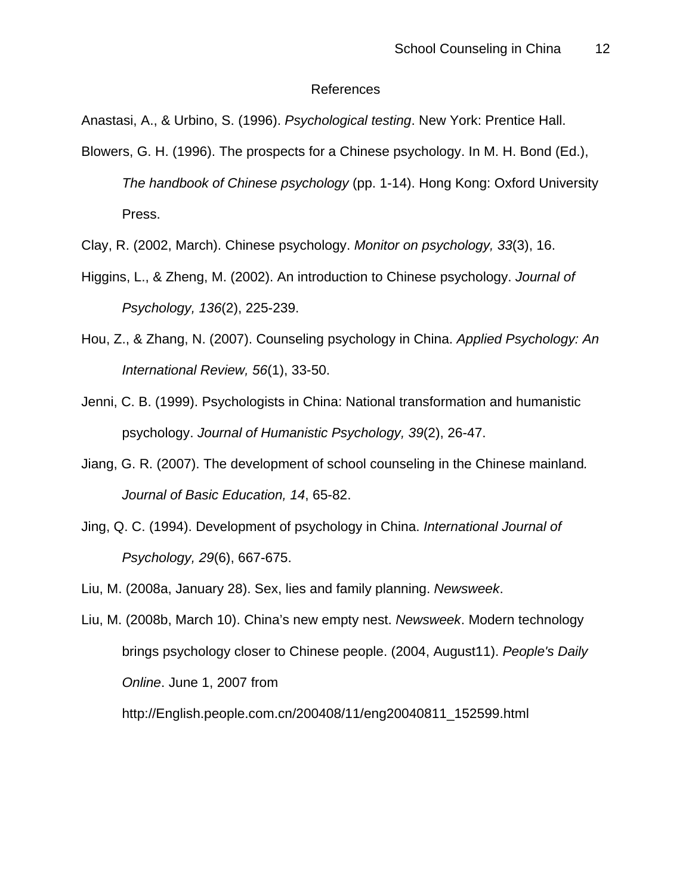# References

Anastasi, A., & Urbino, S. (1996). *Psychological testing*. New York: Prentice Hall.

Blowers, G. H. (1996). The prospects for a Chinese psychology. In M. H. Bond (Ed.), *The handbook of Chinese psychology* (pp. 1-14). Hong Kong: Oxford University Press.

Clay, R. (2002, March). Chinese psychology. *Monitor on psychology, 33*(3), 16.

Higgins, L., & Zheng, M. (2002). An introduction to Chinese psychology. *Journal of Psychology, 136*(2), 225-239.

Hou, Z., & Zhang, N. (2007). Counseling psychology in China. *Applied Psychology: An International Review, 56*(1), 33-50.

Jenni, C. B. (1999). Psychologists in China: National transformation and humanistic psychology. *Journal of Humanistic Psychology, 39*(2), 26-47.

Jiang, G. R. (2007). The development of school counseling in the Chinese mainland. *Journal of Basic Education, 14*, 65-82.

Jing, Q. C. (1994). Development of psychology in China. *International Journal of Psychology, 29*(6), 667-675.

Liu, M. (2008a, January 28). Sex, lies and family planning. *Newsweek*.

Liu, M. (2008b, March 10). China's new empty nest. *Newsweek*. Modern technology brings psychology closer to Chinese people. (2004, August11). *People's Daily Online*. June 1, 2007 from http://English.people.com.cn/200408/11/eng20040811_152599.html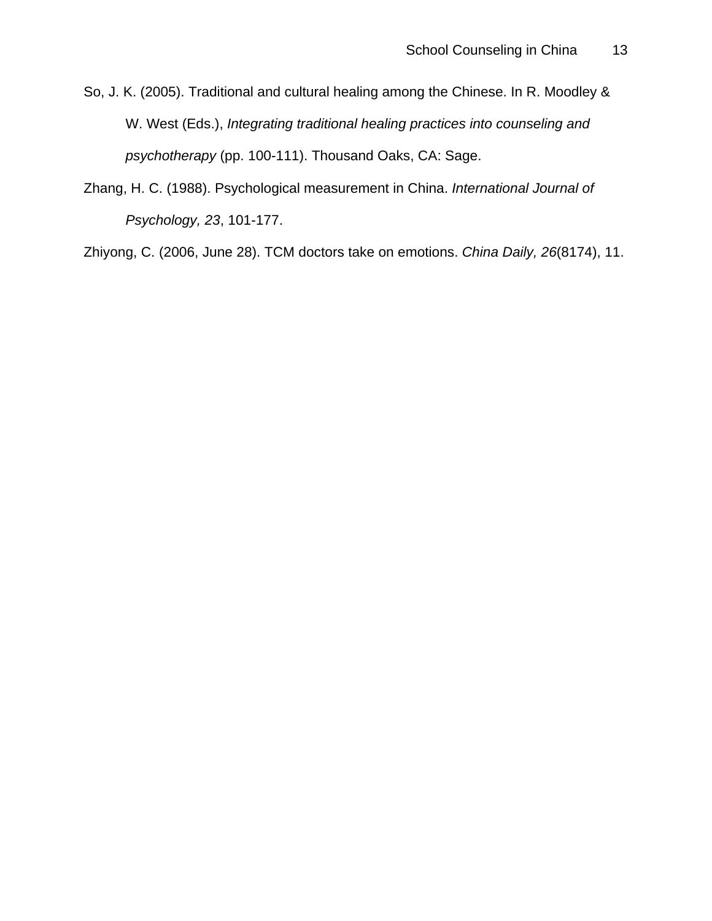So, J. K. (2005). Traditional and cultural healing among the Chinese. In R. Moodley & W. West (Eds.), *Integrating traditional healing practices into counseling and psychotherapy* (pp. 100-111). Thousand Oaks, CA: Sage.

Zhang, H. C. (1988). Psychological measurement in China. *International Journal of Psychology, 23*, 101-177.

Zhiyong, C. (2006, June 28). TCM doctors take on emotions. *China Daily, 26*(8174), 11.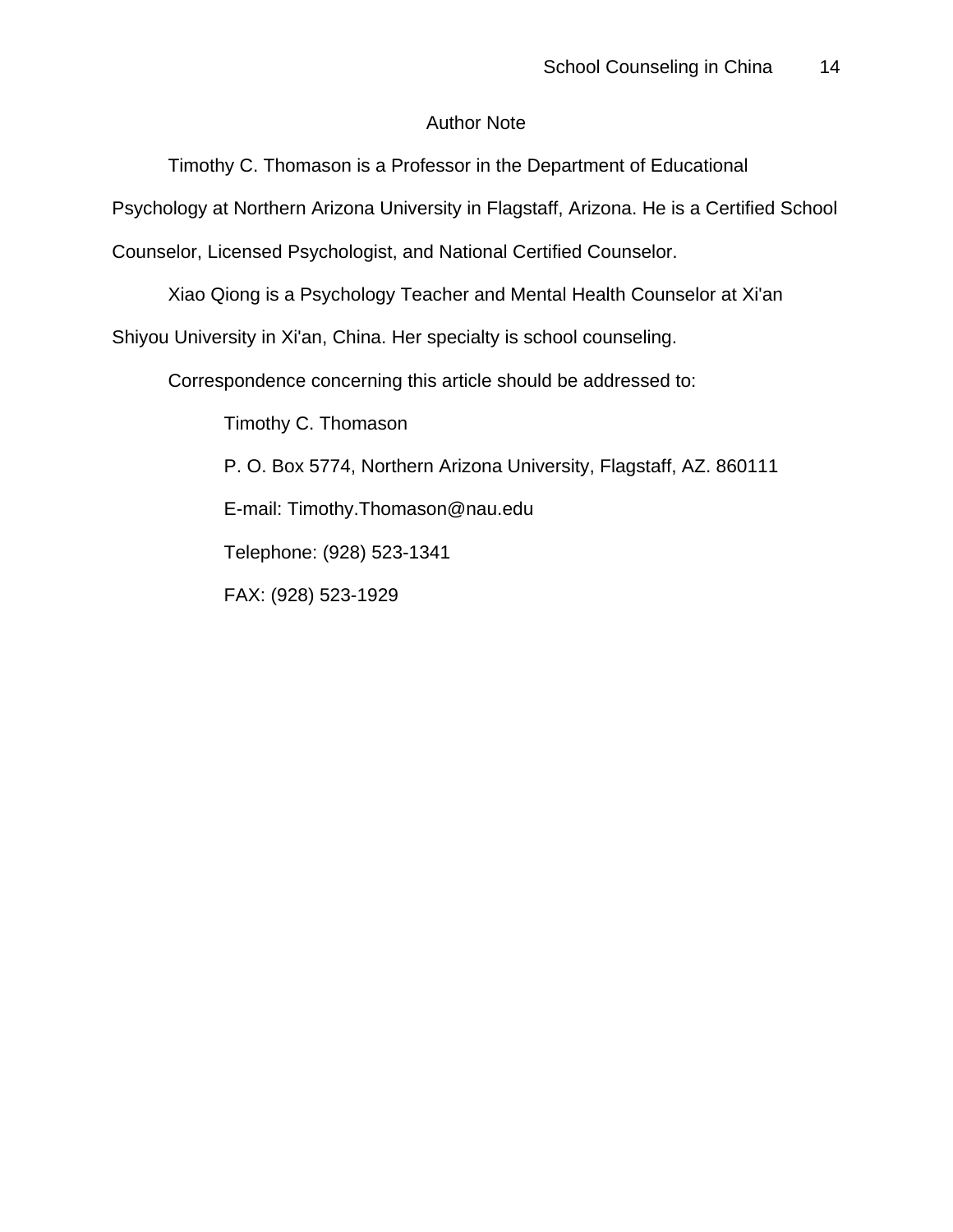## Author Note

Timothy C. Thomason is a Professor in the Department of Educational Psychology at Northern Arizona University in Flagstaff, Arizona. He is a Certified School Counselor, Licensed Psychologist, and National Certified Counselor.

Xiao Qiong is a Psychology Teacher and Mental Health Counselor at Xi'an Shiyou University in Xi'an, China. Her specialty is school counseling.

Correspondence concerning this article should be addressed to:

Timothy C. Thomason

P. O. Box 5774, Northern Arizona University, Flagstaff, AZ. 860111

E-mail: Timothy.Thomason@nau.edu

Telephone: (928) 523-1341

FAX: (928) 523-1929